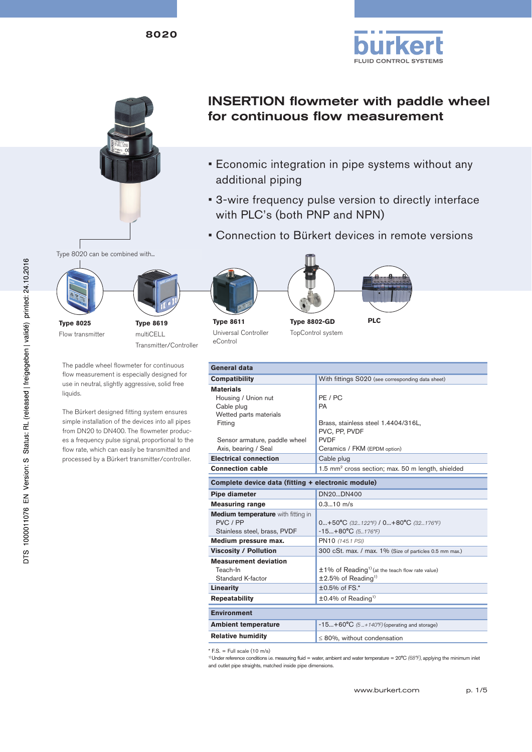8020

# INSERTION flowmeter with paddle wheel for continuous flow measurement

- Economic integration in pipe systems without any additional piping
- 3-wire frequency pulse version to directly interface with PLC's (both PNP and NPN)
- Connection to Bürkert devices in remote versions

Type 8020 can be combined with...

**Type 8025**
Flow transmitter

**Type 8619**
multiCELL
Transmitter/Controller

**Type 8611**
Universal Controller
eControl

**Type 8802-GD**
TopControl system

**PLC**

The paddle wheel flowmeter for continuous flow measurement is especially designed for use in neutral, slightly aggressive, solid free liquids.

The Bürkert designed fitting system ensures simple installation of the devices into all pipes from DN20 to DN400. The flowmeter produces a frequency pulse signal, proportional to the flow rate, which can easily be transmitted and processed by a Bürkert transmitter/controller.

| **General data** | |
|---|---|
| **Compatibility** | With fittings S020 (see corresponding data sheet) |
| **Materials** | |
| Housing / Union nut | PE / PC |
| Cable plug | PA |
| Wetted parts materials | |
| Fitting | Brass, stainless steel 1.4404/316L, PVC, PP, PVDF |
| Sensor armature, paddle wheel | PVDF |
| Axis, bearing / Seal | Ceramics / FKM (EPDM option) |
| **Electrical connection** | Cable plug |
| **Connection cable** | 1.5 mm² cross section; max. 50 m length, shielded |
| **Complete device data (fitting + electronic module)** | |
| **Pipe diameter** | DN20...DN400 |
| **Measuring range** | 0.3...10 m/s |
| **Medium temperature** with fitting in | |
| PVC / PP | 0...+50°C *(32...122°F)* / 0...+80°C *(32...176°F)* |
| Stainless steel, brass, PVDF | -15...+80°C *(5...176°F)* |
| **Medium pressure max.** | PN10 *(145.1 PSI)* |
| **Viscosity / Pollution** | 300 cSt. max. / max. 1% (Size of particles 0.5 mm max.) |
| **Measurement deviation** | |
| Teach-In | ±1% of Reading[1] (at the teach flow rate value) |
| Standard K-factor | ±2.5% of Reading[1] |
| **Linearity** | ±0.5% of FS.* |
| **Repeatability** | ±0.4% of Reading[1] |
| **Environment** | |
| **Ambient temperature** | -15...+60°C *(5...+140°F)* (operating and storage) |
| **Relative humidity** | ≤ 80%, without condensation |

\* F.S. = Full scale (10 m/s)
[1] Under reference conditions i.e. measuring fluid = water, ambient and water temperature = 20°C *(68°F)*, applying the minimum inlet and outlet pipe straights, matched inside pipe dimensions.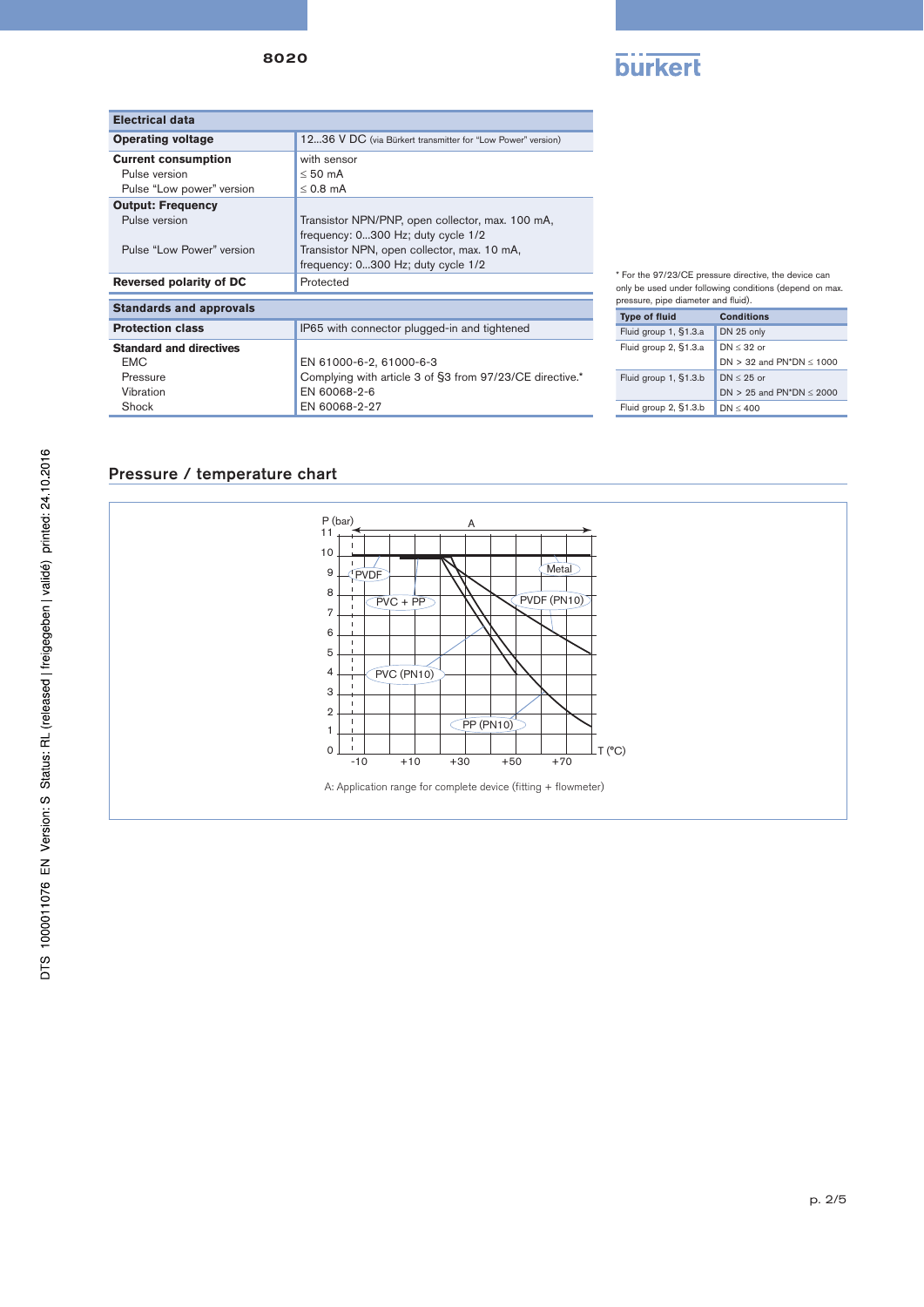## Electrical data

| | |
|---|---|
| **Operating voltage** | 12...36 V DC (via Bürkert transmitter for "Low Power" version) |
| **Current consumption** | with sensor |
| Pulse version | ≤ 50 mA |
| Pulse "Low power" version | ≤ 0.8 mA |
| **Output: Frequency** | |
| Pulse version | Transistor NPN/PNP, open collector, max. 100 mA, frequency: 0...300 Hz; duty cycle 1/2 |
| Pulse "Low Power" version | Transistor NPN, open collector, max. 10 mA, frequency: 0...300 Hz; duty cycle 1/2 |
| **Reversed polarity of DC** | Protected |

## Standards and approvals

| | |
|---|---|
| **Protection class** | IP65 with connector plugged-in and tightened |
| **Standard and directives** | |
| EMC | EN 61000-6-2, 61000-6-3 |
| Pressure | Complying with article 3 of §3 from 97/23/CE directive.* |
| Vibration | EN 60068-2-6 |
| Shock | EN 60068-2-27 |

* For the 97/23/CE pressure directive, the device can only be used under following conditions (depend on max. pressure, pipe diameter and fluid).

| Type of fluid | Conditions |
|---|---|
| Fluid group 1, §1.3.a | DN 25 only |
| Fluid group 2, §1.3.a | DN ≤ 32 or DN > 32 and PN*DN ≤ 1000 |
| Fluid group 1, §1.3.b | DN ≤ 25 or DN > 25 and PN*DN ≤ 2000 |
| Fluid group 2, §1.3.b | DN ≤ 400 |

## Pressure / temperature chart

P (bar)
A
11, 10, 9, 8, 7, 6, 5, 4, 3, 2, 1, 0
PVDF
Metal
PVC + PP
PVDF (PN10)
PVC (PN10)
PP (PN10)
-10, +10, +30, +50, +70
T (°C)

A: Application range for complete device (fitting + flowmeter)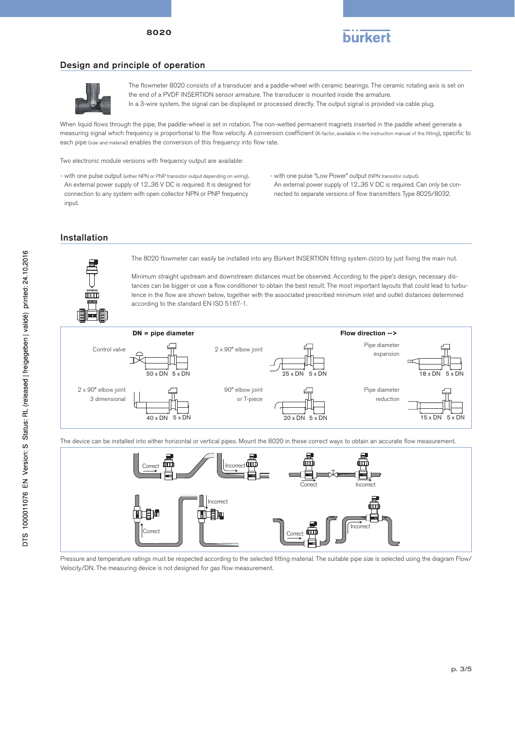## Design and principle of operation

The flowmeter 8020 consists of a transducer and a paddle-wheel with ceramic bearings. The ceramic rotating axis is set on the end of a PVDF INSERTION sensor armature. The transducer is mounted inside the armature.
In a 3-wire system, the signal can be displayed or processed directly. The output signal is provided via cable plug.

When liquid flows through the pipe, the paddle-wheel is set in rotation. The non-wetted permanent magnets inserted in the paddle wheel generate a measuring signal which frequency is proportional to the flow velocity. A conversion coefficient (K-factor, available in the instruction manual of the fitting), specific to each pipe (size and material) enables the conversion of this frequency into flow rate.

Two electronic module versions with frequency output are available:

- with one pulse output (either NPN or PNP transistor output depending on wiring). An external power supply of 12...36 V DC is required. It is designed for connection to any system with open collector NPN or PNP frequency input.
- with one pulse "Low Power" output (NPN transistor output). An external power supply of 12...36 V DC is required. Can only be connected to separate versions of flow transmitters Type 8025/8032.

## Installation

The 8020 flowmeter can easily be installed into any Bürkert INSERTION fitting system (S020) by just fixing the main nut.

Minimum straight upstream and downstream distances must be observed. According to the pipe's design, necessary distances can be bigger or use a flow conditioner to obtain the best result. The most important layouts that could lead to turbulence in the flow are shown below, together with the associated prescribed minimum inlet and outlet distances determined according to the standard EN ISO 5167-1.

**DN = pipe diameter**

**Flow direction -->**

Control valve
50 x DN 5 x DN

2 x 90° elbow joint
25 x DN 5 x DN

Pipe diameter expansion
18 x DN 5 x DN

2 x 90° elbow joint 3 dimensional
40 x DN 5 x DN

90° elbow joint or T-piece
20 x DN 5 x DN

Pipe diameter reduction
15 x DN 5 x DN

The device can be installed into either horizontal or vertical pipes. Mount the 8020 in these correct ways to obtain an accurate flow measurement.

Correct
Incorrect
Correct
Incorrect
Incorrect
Correct
Correct
Incorrect

Pressure and temperature ratings must be respected according to the selected fitting material. The suitable pipe size is selected using the diagram Flow/Velocity/DN. The measuring device is not designed for gas flow measurement.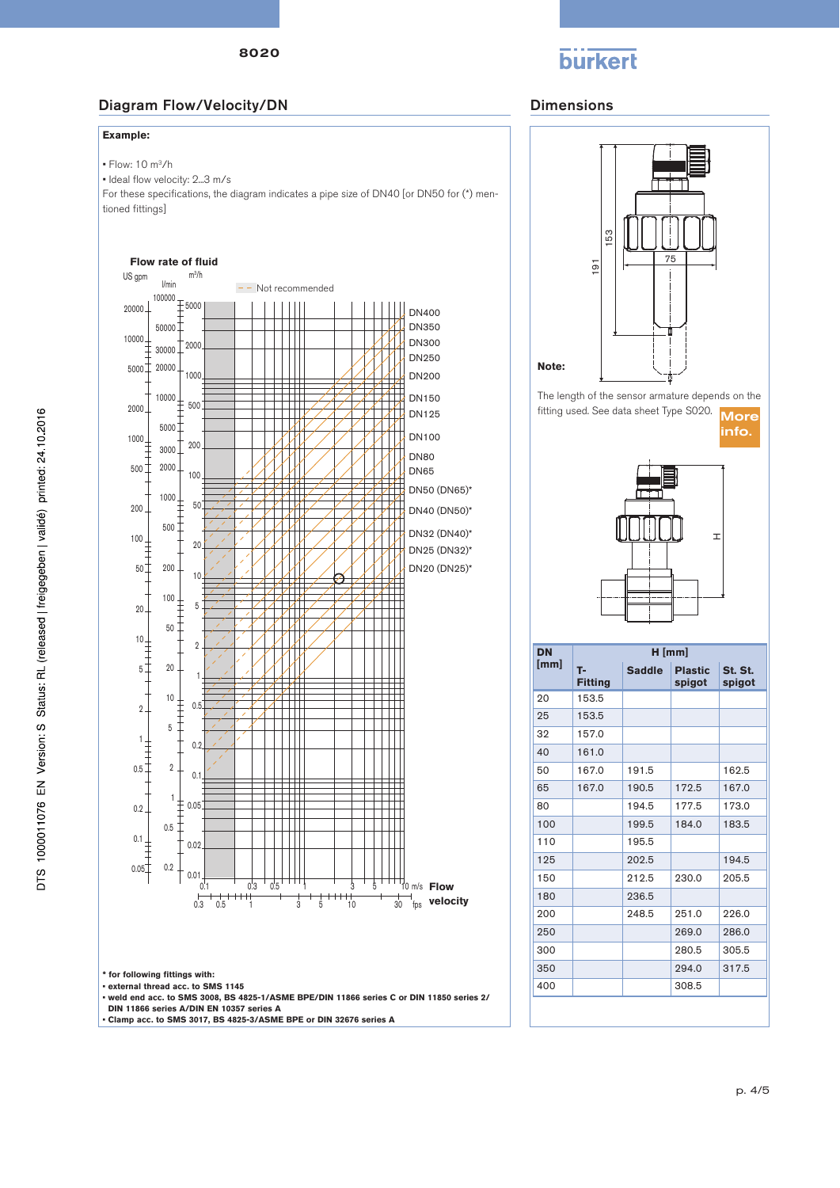## Diagram Flow/Velocity/DN

**Example:**

- Flow: 10 m³/h
- Ideal flow velocity: 2...3 m/s

For these specifications, the diagram indicates a pipe size of DN40 [or DN50 for (*) mentioned fittings]

**Flow rate of fluid**

US gpm | l/min | m³/h

– – Not recommended

DN400, DN350, DN300, DN250, DN200, DN150, DN125, DN100, DN80, DN65, DN50 (DN65)*, DN40 (DN50)*, DN32 (DN40)*, DN25 (DN32)*, DN20 (DN25)*

**Flow velocity** (m/s, fps)

**\* for following fittings with:**

- **external thread acc. to SMS 1145**
- **weld end acc. to SMS 3008, BS 4825-1/ASME BPE/DIN 11866 series C or DIN 11850 series 2/ DIN 11866 series A/DIN EN 10357 series A**
- **Clamp acc. to SMS 3017, BS 4825-3/ASME BPE or DIN 32676 series A**

## Dimensions

191, 153, 75

**Note:**

The length of the sensor armature depends on the fitting used. See data sheet Type S020. More info.

H

| DN [mm] | H [mm] | | | |
|---|---|---|---|---|
| | T-Fitting | Saddle | Plastic spigot | St. St. spigot |
| 20 | 153.5 | | | |
| 25 | 153.5 | | | |
| 32 | 157.0 | | | |
| 40 | 161.0 | | | |
| 50 | 167.0 | 191.5 | | 162.5 |
| 65 | 167.0 | 190.5 | 172.5 | 167.0 |
| 80 | | 194.5 | 177.5 | 173.0 |
| 100 | | 199.5 | 184.0 | 183.5 |
| 110 | | 195.5 | | |
| 125 | | 202.5 | | 194.5 |
| 150 | | 212.5 | 230.0 | 205.5 |
| 180 | | 236.5 | | |
| 200 | | 248.5 | 251.0 | 226.0 |
| 250 | | | 269.0 | 286.0 |
| 300 | | | 280.5 | 305.5 |
| 350 | | | 294.0 | 317.5 |
| 400 | | | 308.5 | |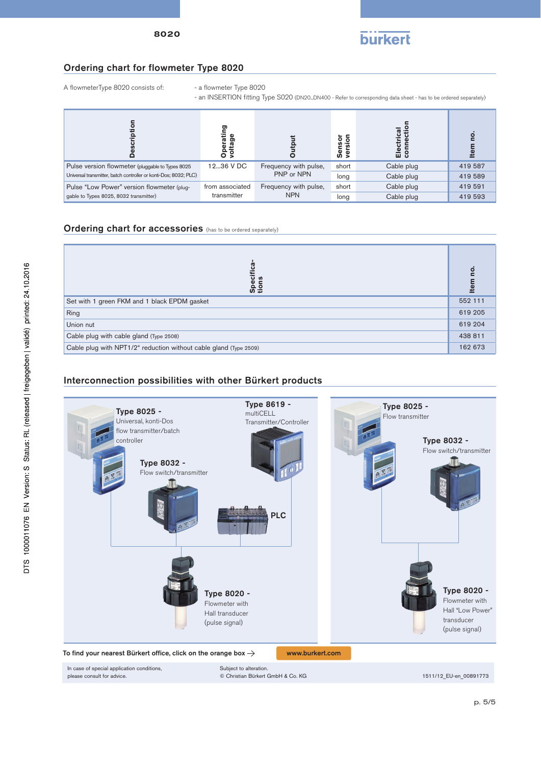## Ordering chart for flowmeter Type 8020

A flowmeterType 8020 consists of:

- a flowmeter Type 8020
- an INSERTION fitting Type S020 (DN20..DN400 - Refer to corresponding data sheet - has to be ordered separately)

| Description | Operating voltage | Output | Sensor version | Electrical connection | Item no. |
|---|---|---|---|---|---|
| Pulse version flowmeter (pluggable to Types 8025 Universal transmitter, batch controller or konti-Dos; 8032; PLC) | 12...36 V DC | Frequency with pulse, PNP or NPN | short | Cable plug | 419 587 |
| | | | long | Cable plug | 419 589 |
| Pulse “Low Power” version flowmeter (pluggable to Types 8025, 8032 transmitter) | from associated transmitter | Frequency with pulse, NPN | short | Cable plug | 419 591 |
| | | | long | Cable plug | 419 593 |

## Ordering chart for accessories (has to be ordered separately)

| Specifications | Item no. |
|---|---|
| Set with 1 green FKM and 1 black EPDM gasket | 552 111 |
| Ring | 619 205 |
| Union nut | 619 204 |
| Cable plug with cable gland (Type 2508) | 438 811 |
| Cable plug with NPT1/2“ reduction without cable gland (Type 2509) | 162 673 |

## Interconnection possibilities with other Bürkert products

**Type 8025 -** Universal, konti-Dos flow transmitter/batch controller

**Type 8619 -** multiCELL Transmitter/Controller

**Type 8032 -** Flow switch/transmitter

PLC

**Type 8020 -** Flowmeter with Hall transducer (pulse signal)

**Type 8025 -** Flow transmitter

**Type 8032 -** Flow switch/transmitter

**Type 8020 -** Flowmeter with Hall “Low Power” transducer (pulse signal)

To find your nearest Bürkert office, click on the orange box →  www.burkert.com

In case of special application conditions, please consult for advice.

Subject to alteration.
© Christian Bürkert GmbH & Co. KG

1511/12_EU-en_00891773